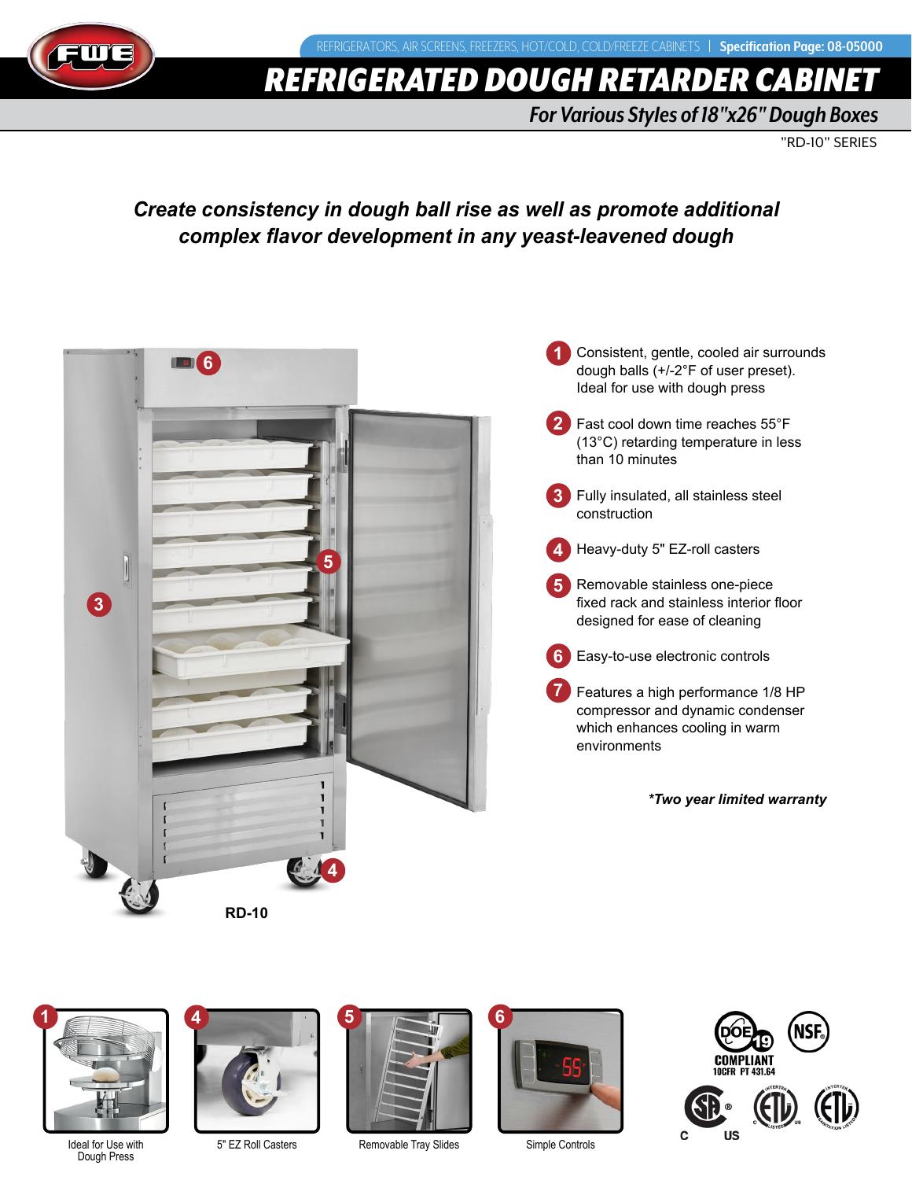REFRIGERATORS, AIR SCREENS, FREEZERS, HOT/COLD, COLD/FREEZE CABINETS | **Specification Page: 08-05000**

# REFRIGERATED DOUGH RETARDER CABINET

## For Various Styles of 18"x26" Dough Boxes

"RD-10" SERIES

***Create consistency in dough ball rise as well as promote additional complex flavor development in any yeast-leavened dough***

RD-10

1. Consistent, gentle, cooled air surrounds dough balls (+/-2°F of user preset). Ideal for use with dough press
2. Fast cool down time reaches 55°F (13°C) retarding temperature in less than 10 minutes
3. Fully insulated, all stainless steel construction
4. Heavy-duty 5" EZ-roll casters
5. Removable stainless one-piece fixed rack and stainless interior floor designed for ease of cleaning
6. Easy-to-use electronic controls
7. Features a high performance 1/8 HP compressor and dynamic condenser which enhances cooling in warm environments

***Two year limited warranty**

1 Ideal for Use with Dough Press

4 5" EZ Roll Casters

5 Removable Tray Slides

6 Simple Controls

DOE 19 COMPLIANT 10CFR PT 431.64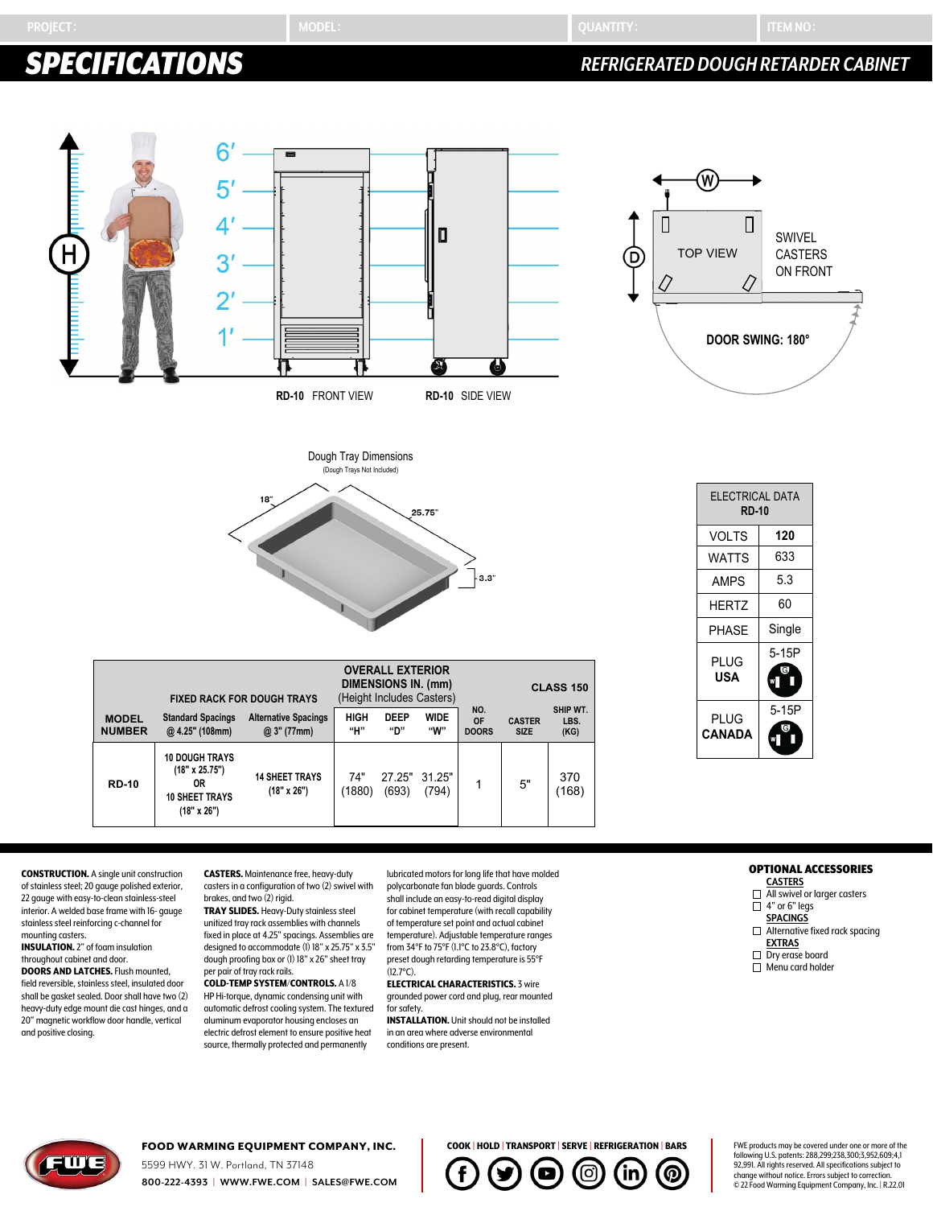PROJECT: | MODEL: | QUANTITY: | ITEM NO:

# SPECIFICATIONS

## REFRIGERATED DOUGH RETARDER CABINET

6′
5′
4′
3′
2′
1′

H

**RD-10** FRONT VIEW

**RD-10** SIDE VIEW

W

D

TOP VIEW

SWIVEL CASTERS ON FRONT

**DOOR SWING: 180°**

Dough Tray Dimensions
(Dough Trays Not Included)

18"
25.75"
3.3"

| ELECTRICAL DATA RD-10 | |
|---|---|
| VOLTS | **120** |
| WATTS | 633 |
| AMPS | 5.3 |
| HERTZ | 60 |
| PHASE | Single |
| PLUG **USA** | 5-15P |
| PLUG **CANADA** | 5-15P |

| MODEL NUMBER | FIXED RACK FOR DOUGH TRAYS Standard Spacings @ 4.25" (108mm) | Alternative Spacings @ 3" (77mm) | OVERALL EXTERIOR DIMENSIONS IN. (mm) (Height Includes Casters) HIGH "H" | DEEP "D" | WIDE "W" | NO. OF DOORS | CLASS 150 CASTER SIZE | SHIP WT. LBS. (KG) |
|---|---|---|---|---|---|---|---|---|
| **RD-10** | **10 DOUGH TRAYS (18" x 25.75") OR 10 SHEET TRAYS (18" x 26")** | **14 SHEET TRAYS (18" x 26")** | 74" (1880) | 27.25" (693) | 31.25" (794) | 1 | 5" | 370 (168) |

**CONSTRUCTION.** A single unit construction of stainless steel; 20 gauge polished exterior, 22 gauge with easy-to-clean stainless-steel interior. A welded base frame with 16- gauge stainless steel reinforcing c-channel for mounting casters.

**INSULATION.** 2" of foam insulation throughout cabinet and door.

**DOORS AND LATCHES.** Flush mounted, field reversible, stainless steel, insulated door shall be gasket sealed. Door shall have two (2) heavy-duty edge mount die cast hinges, and a 20" magnetic workflow door handle, vertical and positive closing.

**CASTERS.** Maintenance free, heavy-duty casters in a configuration of two (2) swivel with brakes, and two (2) rigid.

**TRAY SLIDES.** Heavy-Duty stainless steel unitized tray rack assemblies with channels fixed in place at 4.25" spacings. Assemblies are designed to accommodate (1) 18" x 25.75" x 3.5" dough proofing box or (1) 18" x 26" sheet tray per pair of tray rack rails.

**COLD-TEMP SYSTEM/CONTROLS.** A 1/8 HP Hi-torque, dynamic condensing unit with automatic defrost cooling system. The textured aluminum evaporator housing encloses an electric defrost element to ensure positive heat source, thermally protected and permanently lubricated motors for long life that have molded polycarbonate fan blade guards. Controls shall include an easy-to-read digital display for cabinet temperature (with recall capability of temperature set point and actual cabinet temperature). Adjustable temperature ranges from 34°F to 75°F (1.1°C to 23.8°C), factory preset dough retarding temperature is 55°F (12.7°C).

**ELECTRICAL CHARACTERISTICS.** 3 wire grounded power cord and plug, rear mounted for safety.

**INSTALLATION.** Unit should not be installed in an area where adverse environmental conditions are present.

### OPTIONAL ACCESSORIES

**CASTERS**
- ☐ All swivel or larger casters
- ☐ 4" or 6" legs

**SPACINGS**
- ☐ Alternative fixed rack spacing

**EXTRAS**
- ☐ Dry erase board
- ☐ Menu card holder

**FOOD WARMING EQUIPMENT COMPANY, INC.**
5599 HWY. 31 W. Portland, TN 37148
800-222-4393 | WWW.FWE.COM | SALES@FWE.COM

COOK | HOLD | TRANSPORT | SERVE | REFRIGERATION | BARS

FWE products may be covered under one or more of the following U.S. patents: 288,299;238,300;3,952,609;4,192,991. All rights reserved. All specifications subject to change without notice. Errors subject to correction. © 22 Food Warming Equipment Company, Inc. | R.22.01